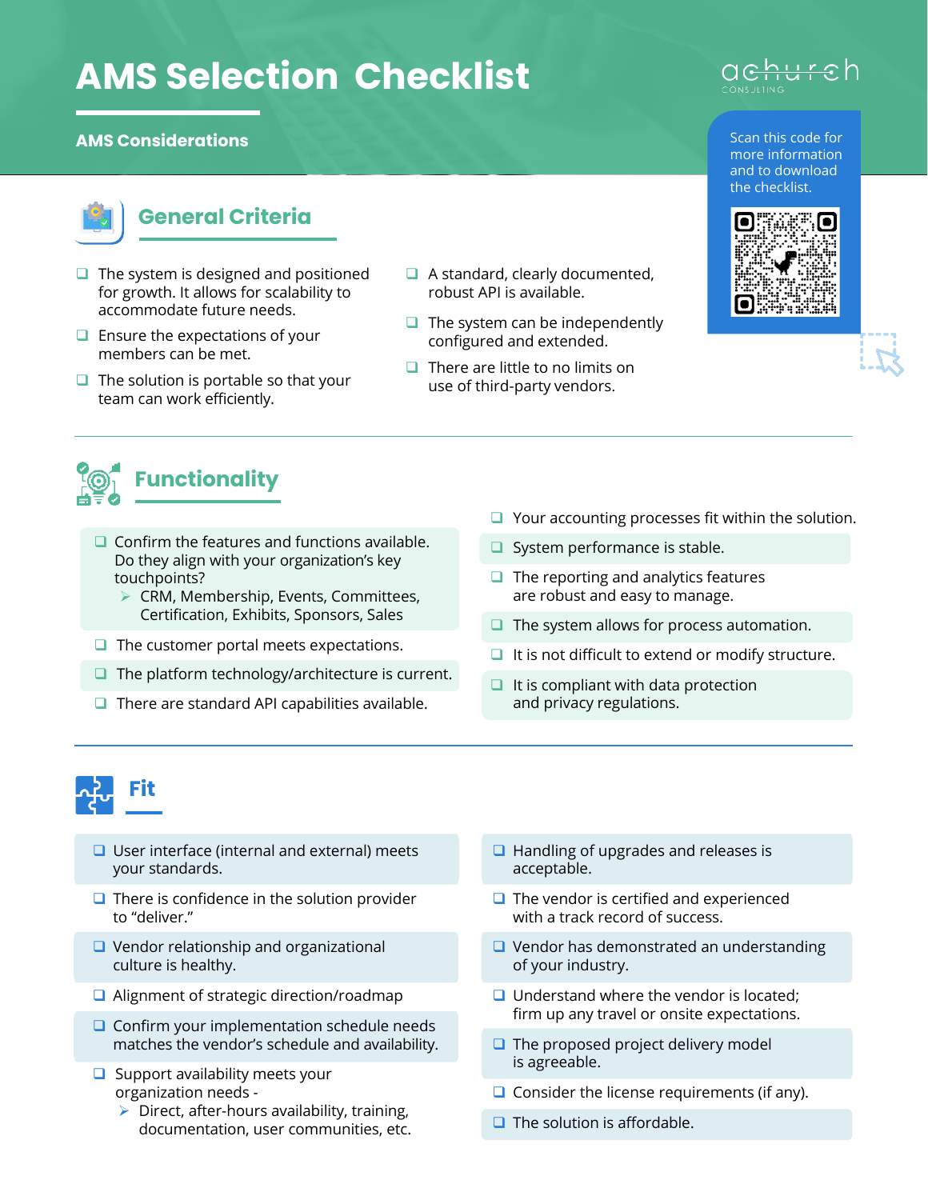# AMS Selection Checklist

**AMS Considerations**

Scan this code for more information and to download the checklist.

## General Criteria

- ❑ The system is designed and positioned for growth. It allows for scalability to accommodate future needs.
- ❑ Ensure the expectations of your members can be met.
- ❑ The solution is portable so that your team can work efficiently.
- ❑ A standard, clearly documented, robust API is available.
- ❑ The system can be independently configured and extended.
- ❑ There are little to no limits on use of third-party vendors.

## Functionality

- ❑ Confirm the features and functions available. Do they align with your organization's key touchpoints?
  - ➢ CRM, Membership, Events, Committees, Certification, Exhibits, Sponsors, Sales
- ❑ The customer portal meets expectations.
- ❑ The platform technology/architecture is current.
- ❑ There are standard API capabilities available.
- ❑ Your accounting processes fit within the solution.
- ❑ System performance is stable.
- ❑ The reporting and analytics features are robust and easy to manage.
- ❑ The system allows for process automation.
- ❑ It is not difficult to extend or modify structure.
- ❑ It is compliant with data protection and privacy regulations.

## Fit

- ❑ User interface (internal and external) meets your standards.
- ❑ There is confidence in the solution provider to "deliver."
- ❑ Vendor relationship and organizational culture is healthy.
- ❑ Alignment of strategic direction/roadmap
- ❑ Confirm your implementation schedule needs matches the vendor's schedule and availability.
- ❑ Support availability meets your organization needs -
  - ➢ Direct, after-hours availability, training, documentation, user communities, etc.
- ❑ Handling of upgrades and releases is acceptable.
- ❑ The vendor is certified and experienced with a track record of success.
- ❑ Vendor has demonstrated an understanding of your industry.
- ❑ Understand where the vendor is located; firm up any travel or onsite expectations.
- ❑ The proposed project delivery model is agreeable.
- ❑ Consider the license requirements (if any).
- ❑ The solution is affordable.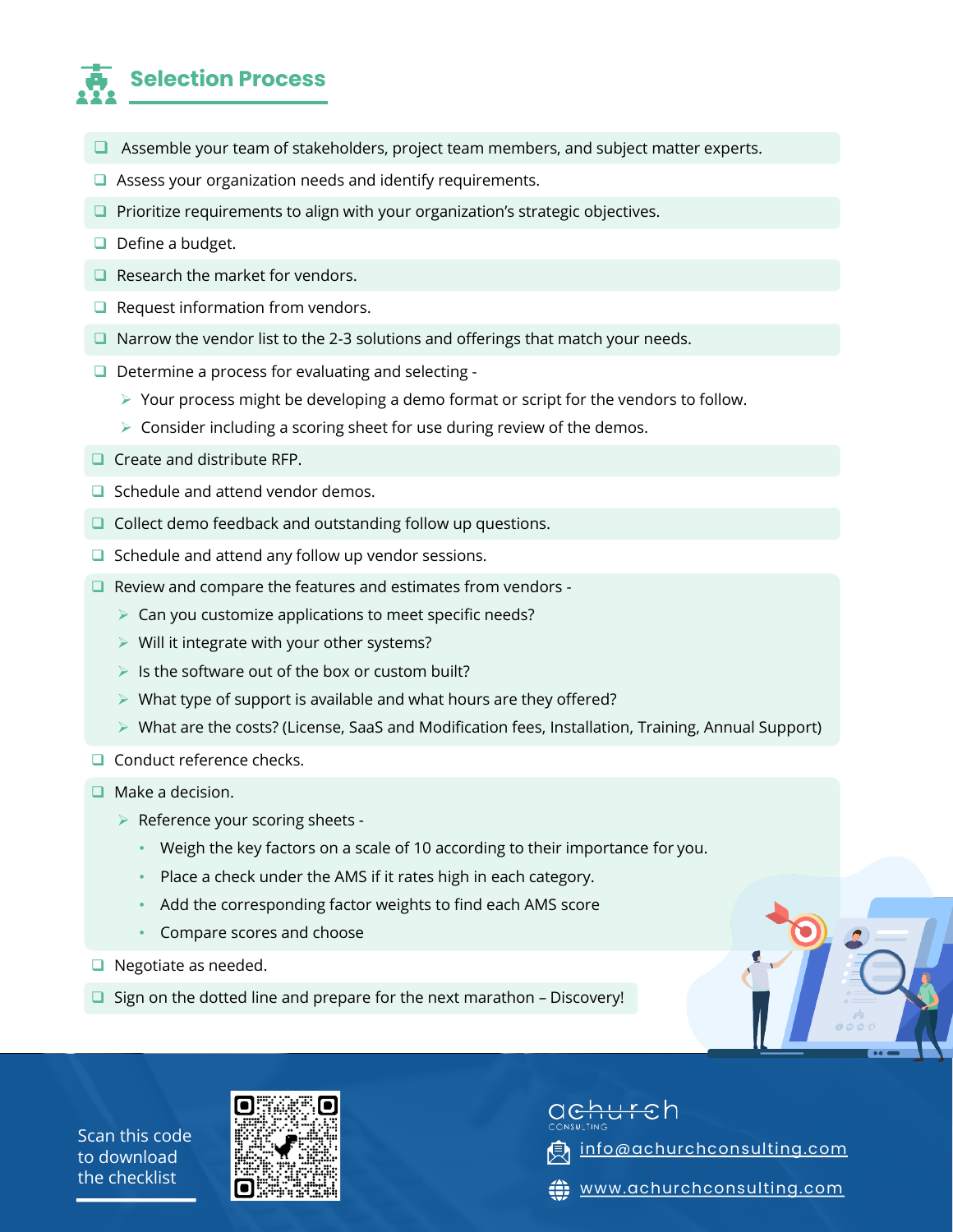## Selection Process

- [ ] Assemble your team of stakeholders, project team members, and subject matter experts.
- [ ] Assess your organization needs and identify requirements.
- [ ] Prioritize requirements to align with your organization's strategic objectives.
- [ ] Define a budget.
- [ ] Research the market for vendors.
- [ ] Request information from vendors.
- [ ] Narrow the vendor list to the 2-3 solutions and offerings that match your needs.
- [ ] Determine a process for evaluating and selecting -
  - Your process might be developing a demo format or script for the vendors to follow.
  - Consider including a scoring sheet for use during review of the demos.
- [ ] Create and distribute RFP.
- [ ] Schedule and attend vendor demos.
- [ ] Collect demo feedback and outstanding follow up questions.
- [ ] Schedule and attend any follow up vendor sessions.
- [ ] Review and compare the features and estimates from vendors -
  - Can you customize applications to meet specific needs?
  - Will it integrate with your other systems?
  - Is the software out of the box or custom built?
  - What type of support is available and what hours are they offered?
  - What are the costs? (License, SaaS and Modification fees, Installation, Training, Annual Support)
- [ ] Conduct reference checks.
- [ ] Make a decision.
  - Reference your scoring sheets -
    - Weigh the key factors on a scale of 10 according to their importance for you.
    - Place a check under the AMS if it rates high in each category.
    - Add the corresponding factor weights to find each AMS score
    - Compare scores and choose
- [ ] Negotiate as needed.
- [ ] Sign on the dotted line and prepare for the next marathon – Discovery!

Scan this code to download the checklist

achurch CONSULTING

info@achurchconsulting.com

www.achurchconsulting.com